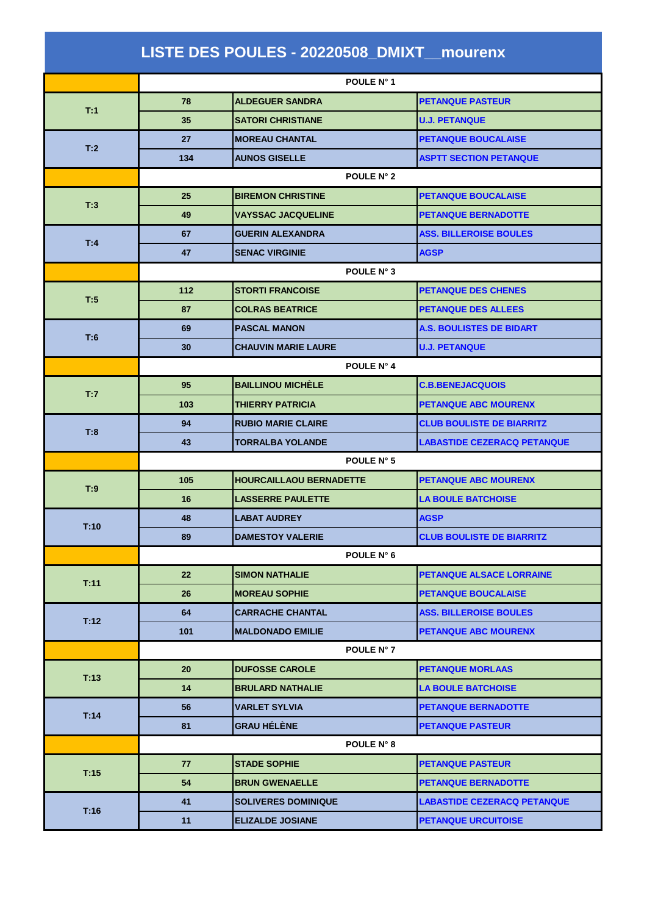# LISTE DES POULES - 20220508_DMIXT__mourenx

| | | | |
|---|---|---|---|
| | POULE N° 1 | | |
| T:1 | 78 | ALDEGUER SANDRA | PETANQUE PASTEUR |
| | 35 | SATORI CHRISTIANE | U.J. PETANQUE |
| T:2 | 27 | MOREAU CHANTAL | PETANQUE BOUCALAISE |
| | 134 | AUNOS GISELLE | ASPTT SECTION PETANQUE |
| | POULE N° 2 | | |
| T:3 | 25 | BIREMON CHRISTINE | PETANQUE BOUCALAISE |
| | 49 | VAYSSAC JACQUELINE | PETANQUE BERNADOTTE |
| T:4 | 67 | GUERIN ALEXANDRA | ASS. BILLEROISE BOULES |
| | 47 | SENAC VIRGINIE | AGSP |
| | POULE N° 3 | | |
| T:5 | 112 | STORTI FRANCOISE | PETANQUE DES CHENES |
| | 87 | COLRAS BEATRICE | PETANQUE DES ALLEES |
| T:6 | 69 | PASCAL MANON | A.S. BOULISTES DE BIDART |
| | 30 | CHAUVIN MARIE LAURE | U.J. PETANQUE |
| | POULE N° 4 | | |
| T:7 | 95 | BAILLINOU MICHÈLE | C.B.BENEJACQUOIS |
| | 103 | THIERRY PATRICIA | PETANQUE ABC MOURENX |
| T:8 | 94 | RUBIO MARIE CLAIRE | CLUB BOULISTE DE BIARRITZ |
| | 43 | TORRALBA YOLANDE | LABASTIDE CEZERACQ PETANQUE |
| | POULE N° 5 | | |
| T:9 | 105 | HOURCAILLAOU BERNADETTE | PETANQUE ABC MOURENX |
| | 16 | LASSERRE PAULETTE | LA BOULE BATCHOISE |
| T:10 | 48 | LABAT AUDREY | AGSP |
| | 89 | DAMESTOY VALERIE | CLUB BOULISTE DE BIARRITZ |
| | POULE N° 6 | | |
| T:11 | 22 | SIMON NATHALIE | PETANQUE ALSACE LORRAINE |
| | 26 | MOREAU SOPHIE | PETANQUE BOUCALAISE |
| T:12 | 64 | CARRACHE CHANTAL | ASS. BILLEROISE BOULES |
| | 101 | MALDONADO EMILIE | PETANQUE ABC MOURENX |
| | POULE N° 7 | | |
| T:13 | 20 | DUFOSSE CAROLE | PETANQUE MORLAAS |
| | 14 | BRULARD NATHALIE | LA BOULE BATCHOISE |
| T:14 | 56 | VARLET SYLVIA | PETANQUE BERNADOTTE |
| | 81 | GRAU HÉLÈNE | PETANQUE PASTEUR |
| | POULE N° 8 | | |
| T:15 | 77 | STADE SOPHIE | PETANQUE PASTEUR |
| | 54 | BRUN GWENAELLE | PETANQUE BERNADOTTE |
| T:16 | 41 | SOLIVERES DOMINIQUE | LABASTIDE CEZERACQ PETANQUE |
| | 11 | ELIZALDE JOSIANE | PETANQUE URCUITOISE |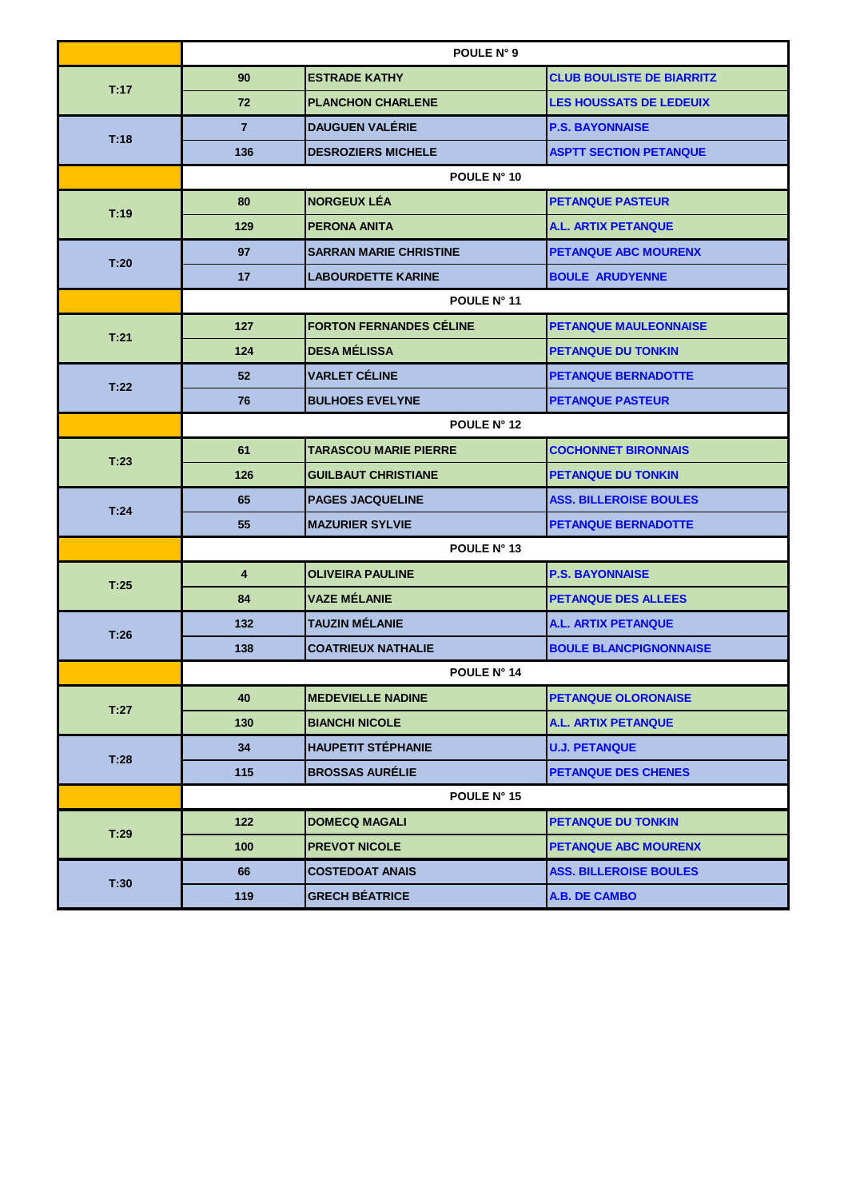| | POULE N° 9 | | |
|---|---|---|---|
| T:17 | 90 | ESTRADE KATHY | CLUB BOULISTE DE BIARRITZ |
| | 72 | PLANCHON CHARLENE | LES HOUSSATS DE LEDEUIX |
| T:18 | 7 | DAUGUEN VALÉRIE | P.S. BAYONNAISE |
| | 136 | DESROZIERS MICHELE | ASPTT SECTION PETANQUE |
| | POULE N° 10 | | |
| T:19 | 80 | NORGEUX LÉA | PETANQUE PASTEUR |
| | 129 | PERONA ANITA | A.L. ARTIX PETANQUE |
| T:20 | 97 | SARRAN MARIE CHRISTINE | PETANQUE ABC MOURENX |
| | 17 | LABOURDETTE KARINE | BOULE ARUDYENNE |
| | POULE N° 11 | | |
| T:21 | 127 | FORTON FERNANDES CÉLINE | PETANQUE MAULEONNAISE |
| | 124 | DESA MÉLISSA | PETANQUE DU TONKIN |
| T:22 | 52 | VARLET CÉLINE | PETANQUE BERNADOTTE |
| | 76 | BULHOES EVELYNE | PETANQUE PASTEUR |
| | POULE N° 12 | | |
| T:23 | 61 | TARASCOU MARIE PIERRE | COCHONNET BIRONNAIS |
| | 126 | GUILBAUT CHRISTIANE | PETANQUE DU TONKIN |
| T:24 | 65 | PAGES JACQUELINE | ASS. BILLEROISE BOULES |
| | 55 | MAZURIER SYLVIE | PETANQUE BERNADOTTE |
| | POULE N° 13 | | |
| T:25 | 4 | OLIVEIRA PAULINE | P.S. BAYONNAISE |
| | 84 | VAZE MÉLANIE | PETANQUE DES ALLEES |
| T:26 | 132 | TAUZIN MÉLANIE | A.L. ARTIX PETANQUE |
| | 138 | COATRIEUX NATHALIE | BOULE BLANCPIGNONNAISE |
| | POULE N° 14 | | |
| T:27 | 40 | MEDEVIELLE NADINE | PETANQUE OLORONAISE |
| | 130 | BIANCHI NICOLE | A.L. ARTIX PETANQUE |
| T:28 | 34 | HAUPETIT STÉPHANIE | U.J. PETANQUE |
| | 115 | BROSSAS AURÉLIE | PETANQUE DES CHENES |
| | POULE N° 15 | | |
| T:29 | 122 | DOMECQ MAGALI | PETANQUE DU TONKIN |
| | 100 | PREVOT NICOLE | PETANQUE ABC MOURENX |
| T:30 | 66 | COSTEDOAT ANAIS | ASS. BILLEROISE BOULES |
| | 119 | GRECH BÉATRICE | A.B. DE CAMBO |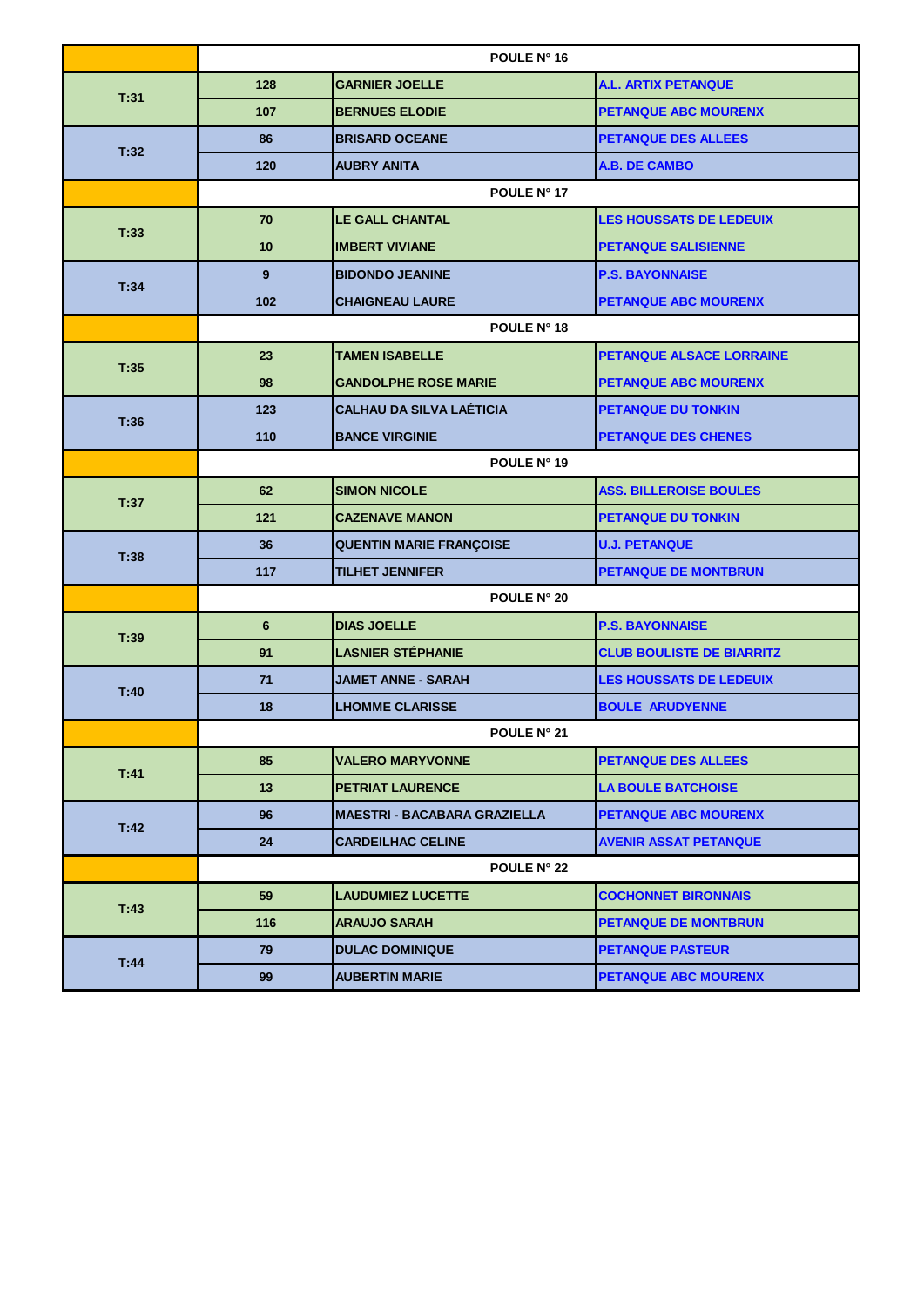| | | | |
|---|---|---|---|
| | POULE N° 16 | | |
| T:31 | 128 | GARNIER JOELLE | A.L. ARTIX PETANQUE |
| | 107 | BERNUES ELODIE | PETANQUE ABC MOURENX |
| T:32 | 86 | BRISARD OCEANE | PETANQUE DES ALLEES |
| | 120 | AUBRY ANITA | A.B. DE CAMBO |
| | POULE N° 17 | | |
| T:33 | 70 | LE GALL CHANTAL | LES HOUSSATS DE LEDEUIX |
| | 10 | IMBERT VIVIANE | PETANQUE SALISIENNE |
| T:34 | 9 | BIDONDO JEANINE | P.S. BAYONNAISE |
| | 102 | CHAIGNEAU LAURE | PETANQUE ABC MOURENX |
| | POULE N° 18 | | |
| T:35 | 23 | TAMEN ISABELLE | PETANQUE ALSACE LORRAINE |
| | 98 | GANDOLPHE ROSE MARIE | PETANQUE ABC MOURENX |
| T:36 | 123 | CALHAU DA SILVA LAÉTICIA | PETANQUE DU TONKIN |
| | 110 | BANCE VIRGINIE | PETANQUE DES CHENES |
| | POULE N° 19 | | |
| T:37 | 62 | SIMON NICOLE | ASS. BILLEROISE BOULES |
| | 121 | CAZENAVE MANON | PETANQUE DU TONKIN |
| T:38 | 36 | QUENTIN MARIE FRANÇOISE | U.J. PETANQUE |
| | 117 | TILHET JENNIFER | PETANQUE DE MONTBRUN |
| | POULE N° 20 | | |
| T:39 | 6 | DIAS JOELLE | P.S. BAYONNAISE |
| | 91 | LASNIER STÉPHANIE | CLUB BOULISTE DE BIARRITZ |
| T:40 | 71 | JAMET ANNE - SARAH | LES HOUSSATS DE LEDEUIX |
| | 18 | LHOMME CLARISSE | BOULE ARUDYENNE |
| | POULE N° 21 | | |
| T:41 | 85 | VALERO MARYVONNE | PETANQUE DES ALLEES |
| | 13 | PETRIAT LAURENCE | LA BOULE BATCHOISE |
| T:42 | 96 | MAESTRI - BACABARA GRAZIELLA | PETANQUE ABC MOURENX |
| | 24 | CARDEILHAC CELINE | AVENIR ASSAT PETANQUE |
| | POULE N° 22 | | |
| T:43 | 59 | LAUDUMIEZ LUCETTE | COCHONNET BIRONNAIS |
| | 116 | ARAUJO SARAH | PETANQUE DE MONTBRUN |
| T:44 | 79 | DULAC DOMINIQUE | PETANQUE PASTEUR |
| | 99 | AUBERTIN MARIE | PETANQUE ABC MOURENX |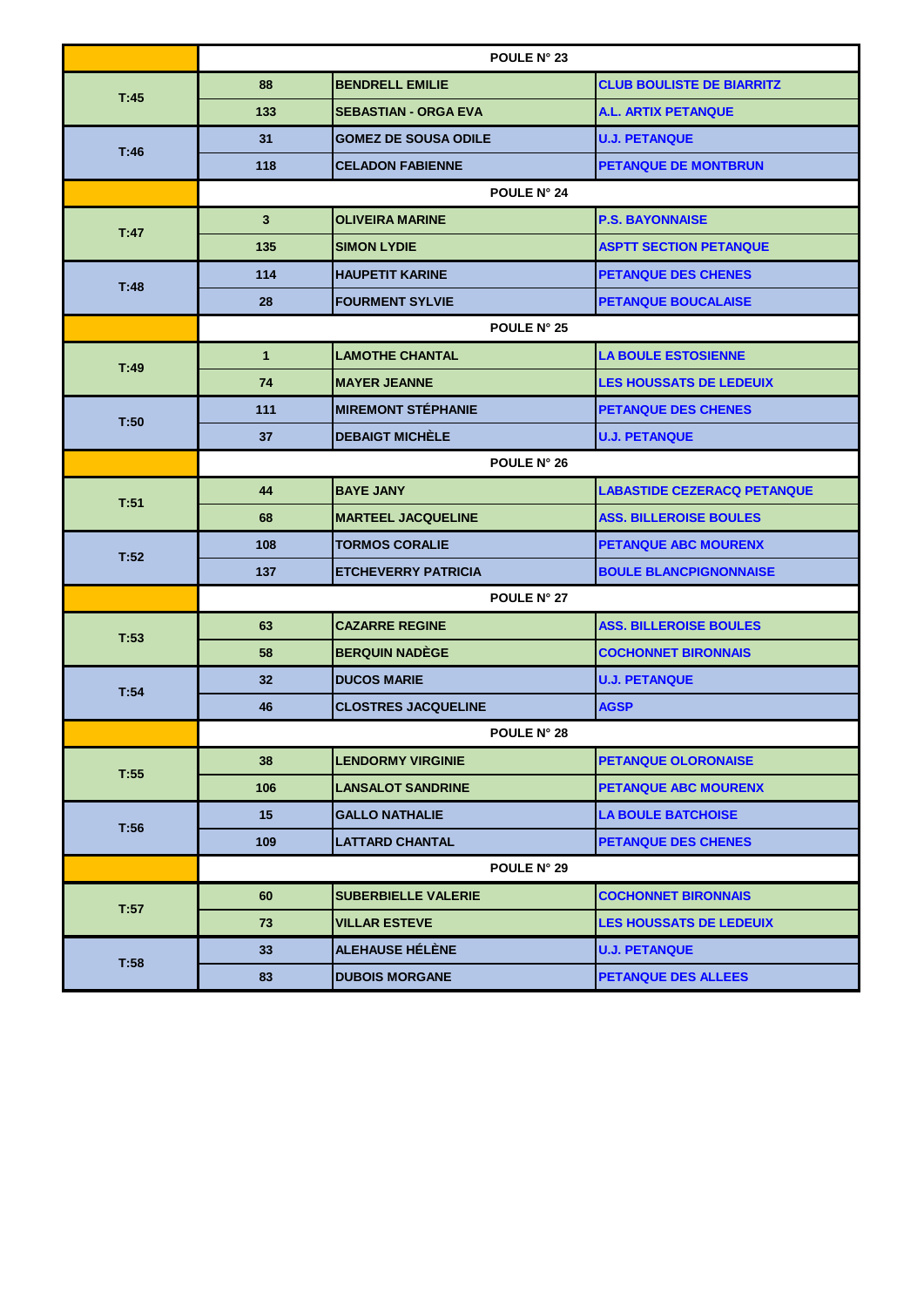| | POULE N° 23 | | |
|---|---|---|---|
| T:45 | 88 | BENDRELL EMILIE | CLUB BOULISTE DE BIARRITZ |
| | 133 | SEBASTIAN - ORGA EVA | A.L. ARTIX PETANQUE |
| T:46 | 31 | GOMEZ DE SOUSA ODILE | U.J. PETANQUE |
| | 118 | CELADON FABIENNE | PETANQUE DE MONTBRUN |
| | POULE N° 24 | | |
| T:47 | 3 | OLIVEIRA MARINE | P.S. BAYONNAISE |
| | 135 | SIMON LYDIE | ASPTT SECTION PETANQUE |
| T:48 | 114 | HAUPETIT KARINE | PETANQUE DES CHENES |
| | 28 | FOURMENT SYLVIE | PETANQUE BOUCALAISE |
| | POULE N° 25 | | |
| T:49 | 1 | LAMOTHE CHANTAL | LA BOULE ESTOSIENNE |
| | 74 | MAYER JEANNE | LES HOUSSATS DE LEDEUIX |
| T:50 | 111 | MIREMONT STÉPHANIE | PETANQUE DES CHENES |
| | 37 | DEBAIGT MICHÈLE | U.J. PETANQUE |
| | POULE N° 26 | | |
| T:51 | 44 | BAYE JANY | LABASTIDE CEZERACQ PETANQUE |
| | 68 | MARTEEL JACQUELINE | ASS. BILLEROISE BOULES |
| T:52 | 108 | TORMOS CORALIE | PETANQUE ABC MOURENX |
| | 137 | ETCHEVERRY PATRICIA | BOULE BLANCPIGNONNAISE |
| | POULE N° 27 | | |
| T:53 | 63 | CAZARRE REGINE | ASS. BILLEROISE BOULES |
| | 58 | BERQUIN NADÈGE | COCHONNET BIRONNAIS |
| T:54 | 32 | DUCOS MARIE | U.J. PETANQUE |
| | 46 | CLOSTRES JACQUELINE | AGSP |
| | POULE N° 28 | | |
| T:55 | 38 | LENDORMY VIRGINIE | PETANQUE OLORONAISE |
| | 106 | LANSALOT SANDRINE | PETANQUE ABC MOURENX |
| T:56 | 15 | GALLO NATHALIE | LA BOULE BATCHOISE |
| | 109 | LATTARD CHANTAL | PETANQUE DES CHENES |
| | POULE N° 29 | | |
| T:57 | 60 | SUBERBIELLE VALERIE | COCHONNET BIRONNAIS |
| | 73 | VILLAR ESTEVE | LES HOUSSATS DE LEDEUIX |
| T:58 | 33 | ALEHAUSE HÉLÈNE | U.J. PETANQUE |
| | 83 | DUBOIS MORGANE | PETANQUE DES ALLEES |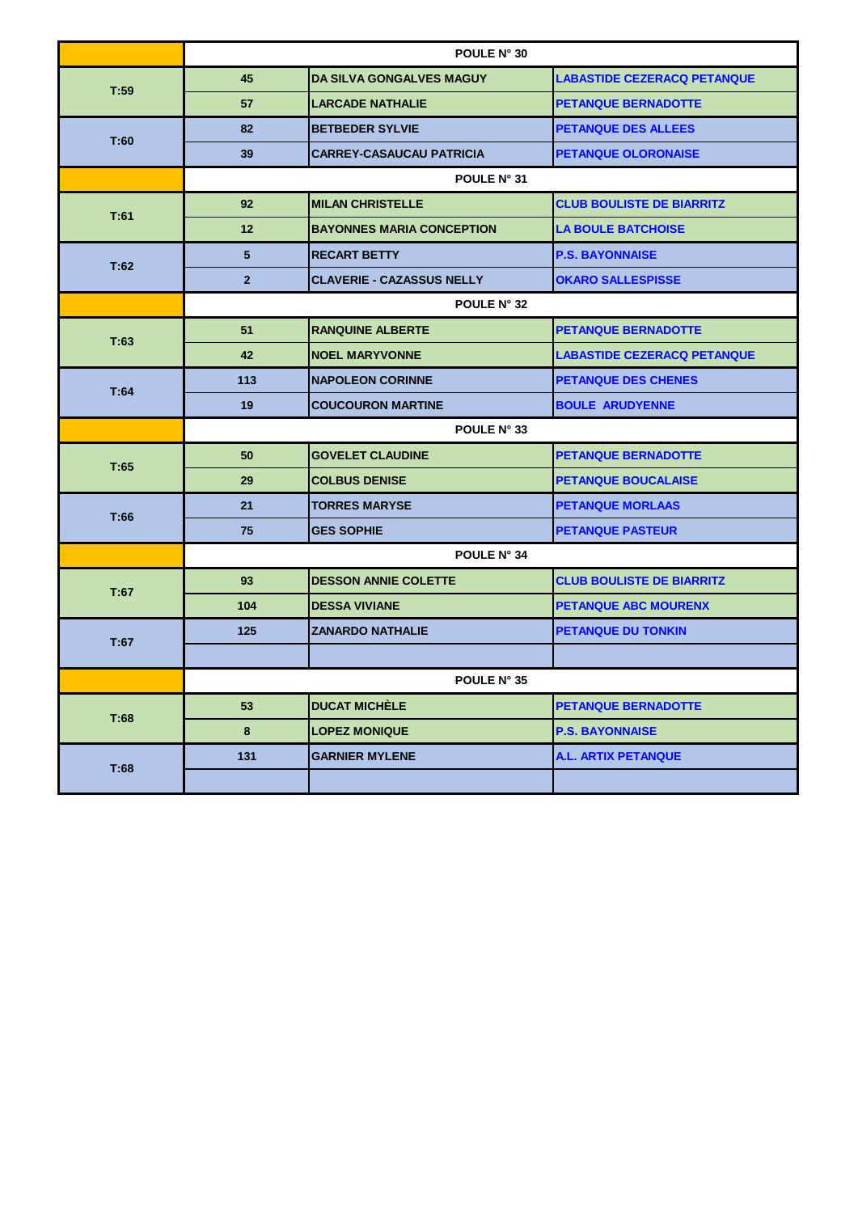| | | | |
|---|---|---|---|
| | POULE N° 30 | | |
| T:59 | 45 | DA SILVA GONGALVES MAGUY | LABASTIDE CEZERACQ PETANQUE |
| | 57 | LARCADE NATHALIE | PETANQUE BERNADOTTE |
| T:60 | 82 | BETBEDER SYLVIE | PETANQUE DES ALLEES |
| | 39 | CARREY-CASAUCAU PATRICIA | PETANQUE OLORONAISE |
| | POULE N° 31 | | |
| T:61 | 92 | MILAN CHRISTELLE | CLUB BOULISTE DE BIARRITZ |
| | 12 | BAYONNES MARIA CONCEPTION | LA BOULE BATCHOISE |
| T:62 | 5 | RECART BETTY | P.S. BAYONNAISE |
| | 2 | CLAVERIE - CAZASSUS NELLY | OKARO SALLESPISSE |
| | POULE N° 32 | | |
| T:63 | 51 | RANQUINE ALBERTE | PETANQUE BERNADOTTE |
| | 42 | NOEL MARYVONNE | LABASTIDE CEZERACQ PETANQUE |
| T:64 | 113 | NAPOLEON CORINNE | PETANQUE DES CHENES |
| | 19 | COUCOURON MARTINE | BOULE ARUDYENNE |
| | POULE N° 33 | | |
| T:65 | 50 | GOVELET CLAUDINE | PETANQUE BERNADOTTE |
| | 29 | COLBUS DENISE | PETANQUE BOUCALAISE |
| T:66 | 21 | TORRES MARYSE | PETANQUE MORLAAS |
| | 75 | GES SOPHIE | PETANQUE PASTEUR |
| | POULE N° 34 | | |
| T:67 | 93 | DESSON ANNIE COLETTE | CLUB BOULISTE DE BIARRITZ |
| | 104 | DESSA VIVIANE | PETANQUE ABC MOURENX |
| T:67 | 125 | ZANARDO NATHALIE | PETANQUE DU TONKIN |
| | | | |
| | POULE N° 35 | | |
| T:68 | 53 | DUCAT MICHÈLE | PETANQUE BERNADOTTE |
| | 8 | LOPEZ MONIQUE | P.S. BAYONNAISE |
| T:68 | 131 | GARNIER MYLENE | A.L. ARTIX PETANQUE |
| | | | |